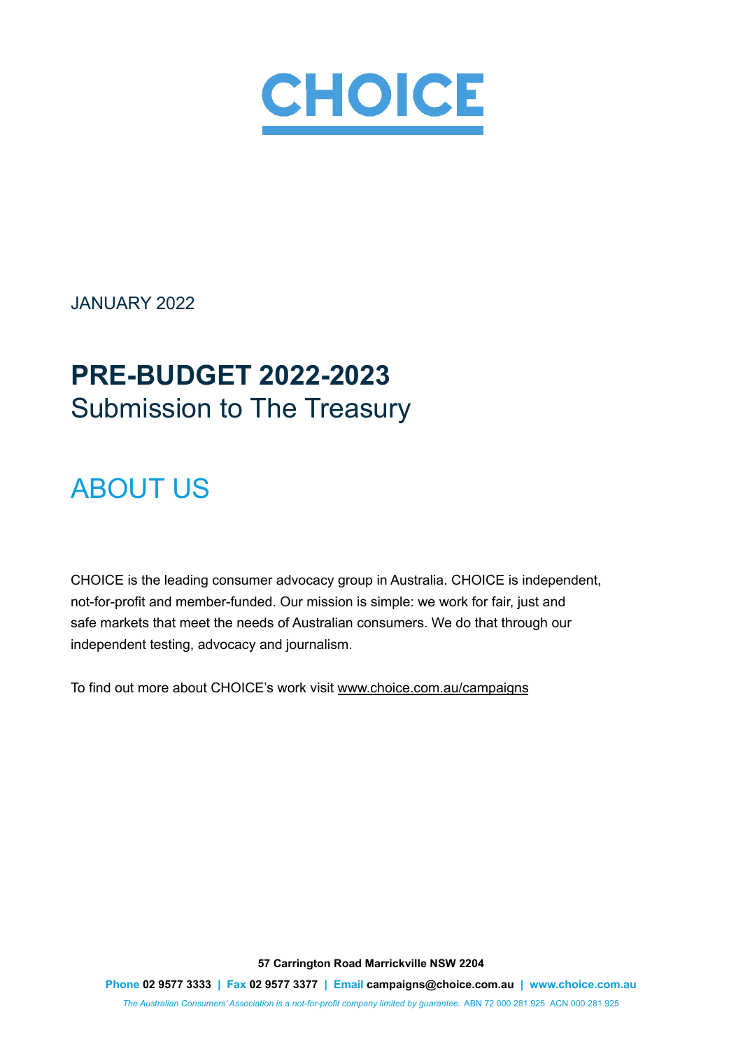# CHOICE

JANUARY 2022

# PRE-BUDGET 2022-2023

Submission to The Treasury

## ABOUT US

CHOICE is the leading consumer advocacy group in Australia. CHOICE is independent, not-for-profit and member-funded. Our mission is simple: we work for fair, just and safe markets that meet the needs of Australian consumers. We do that through our independent testing, advocacy and journalism.

To find out more about CHOICE's work visit www.choice.com.au/campaigns

**57 Carrington Road Marrickville NSW 2204**

**Phone 02 9577 3333 | Fax 02 9577 3377 | Email campaigns@choice.com.au | www.choice.com.au**

*The Australian Consumers' Association is a not-for-profit company limited by guarantee.* ABN 72 000 281 925 ACN 000 281 925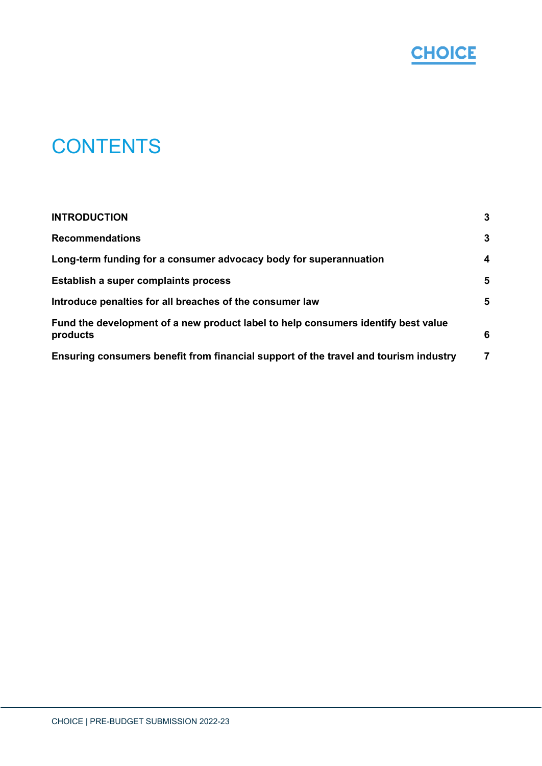# CONTENTS

| | |
|---|---|
| **INTRODUCTION** | **3** |
| **Recommendations** | **3** |
| **Long-term funding for a consumer advocacy body for superannuation** | **4** |
| **Establish a super complaints process** | **5** |
| **Introduce penalties for all breaches of the consumer law** | **5** |
| **Fund the development of a new product label to help consumers identify best value products** | **6** |
| **Ensuring consumers benefit from financial support of the travel and tourism industry** | **7** |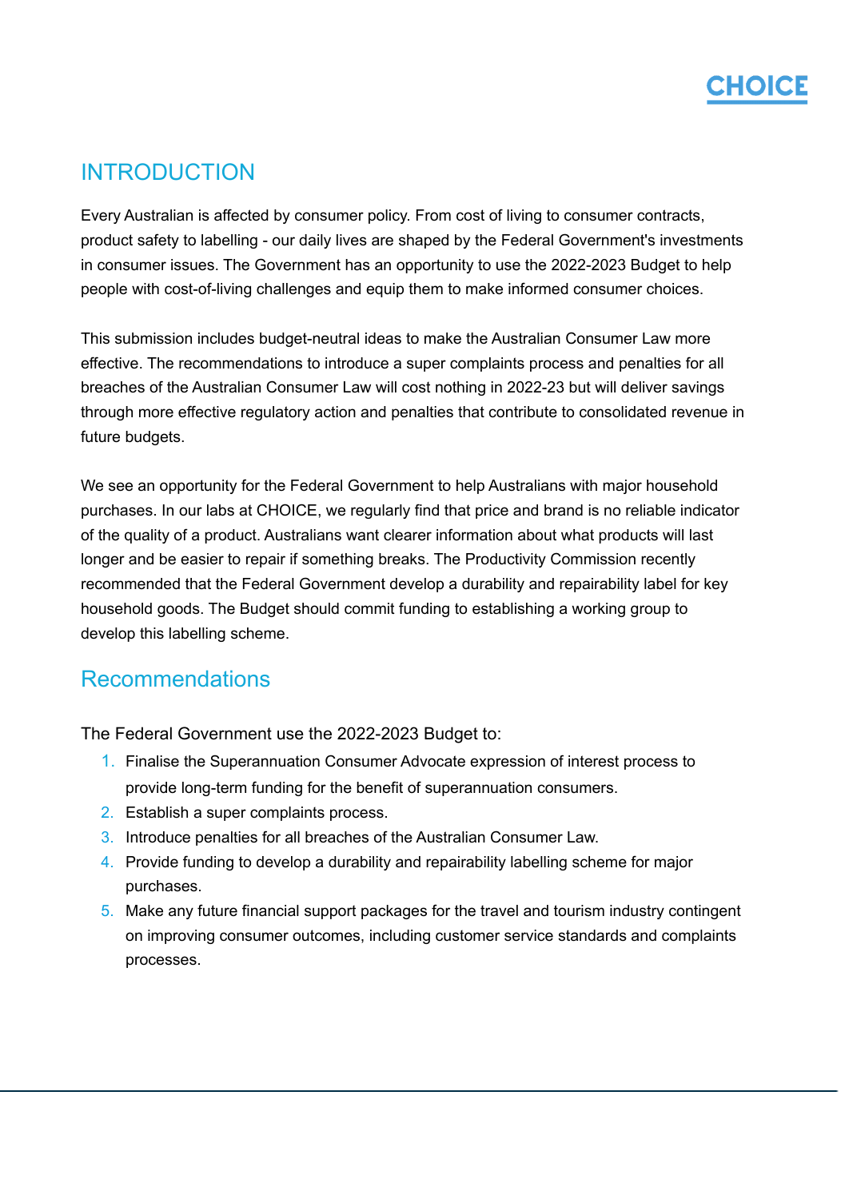## INTRODUCTION

Every Australian is affected by consumer policy. From cost of living to consumer contracts, product safety to labelling - our daily lives are shaped by the Federal Government's investments in consumer issues. The Government has an opportunity to use the 2022-2023 Budget to help people with cost-of-living challenges and equip them to make informed consumer choices.

This submission includes budget-neutral ideas to make the Australian Consumer Law more effective. The recommendations to introduce a super complaints process and penalties for all breaches of the Australian Consumer Law will cost nothing in 2022-23 but will deliver savings through more effective regulatory action and penalties that contribute to consolidated revenue in future budgets.

We see an opportunity for the Federal Government to help Australians with major household purchases. In our labs at CHOICE, we regularly find that price and brand is no reliable indicator of the quality of a product. Australians want clearer information about what products will last longer and be easier to repair if something breaks. The Productivity Commission recently recommended that the Federal Government develop a durability and repairability label for key household goods. The Budget should commit funding to establishing a working group to develop this labelling scheme.

## Recommendations

The Federal Government use the 2022-2023 Budget to:

1. Finalise the Superannuation Consumer Advocate expression of interest process to provide long-term funding for the benefit of superannuation consumers.
2. Establish a super complaints process.
3. Introduce penalties for all breaches of the Australian Consumer Law.
4. Provide funding to develop a durability and repairability labelling scheme for major purchases.
5. Make any future financial support packages for the travel and tourism industry contingent on improving consumer outcomes, including customer service standards and complaints processes.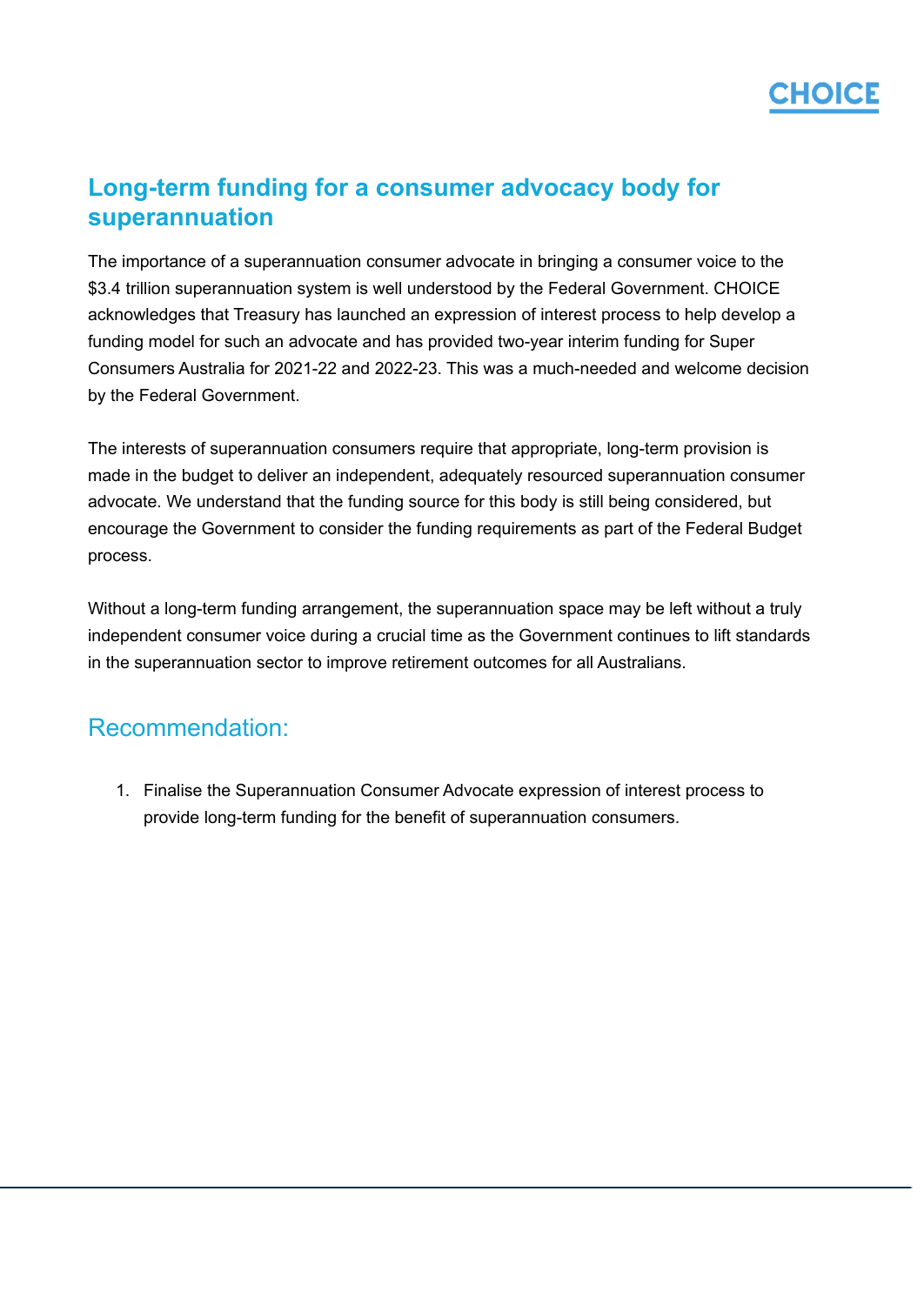## Long-term funding for a consumer advocacy body for superannuation

The importance of a superannuation consumer advocate in bringing a consumer voice to the $3.4 trillion superannuation system is well understood by the Federal Government. CHOICE acknowledges that Treasury has launched an expression of interest process to help develop a funding model for such an advocate and has provided two-year interim funding for Super Consumers Australia for 2021-22 and 2022-23. This was a much-needed and welcome decision by the Federal Government.

The interests of superannuation consumers require that appropriate, long-term provision is made in the budget to deliver an independent, adequately resourced superannuation consumer advocate. We understand that the funding source for this body is still being considered, but encourage the Government to consider the funding requirements as part of the Federal Budget process.

Without a long-term funding arrangement, the superannuation space may be left without a truly independent consumer voice during a crucial time as the Government continues to lift standards in the superannuation sector to improve retirement outcomes for all Australians.

### Recommendation:

1. Finalise the Superannuation Consumer Advocate expression of interest process to provide long-term funding for the benefit of superannuation consumers.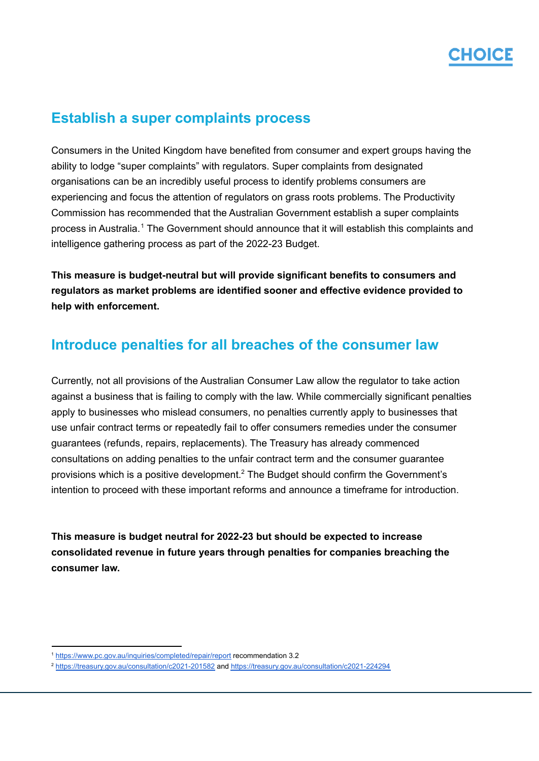## Establish a super complaints process

Consumers in the United Kingdom have benefited from consumer and expert groups having the ability to lodge "super complaints" with regulators. Super complaints from designated organisations can be an incredibly useful process to identify problems consumers are experiencing and focus the attention of regulators on grass roots problems. The Productivity Commission has recommended that the Australian Government establish a super complaints process in Australia.[1] The Government should announce that it will establish this complaints and intelligence gathering process as part of the 2022-23 Budget.

**This measure is budget-neutral but will provide significant benefits to consumers and regulators as market problems are identified sooner and effective evidence provided to help with enforcement.**

## Introduce penalties for all breaches of the consumer law

Currently, not all provisions of the Australian Consumer Law allow the regulator to take action against a business that is failing to comply with the law. While commercially significant penalties apply to businesses who mislead consumers, no penalties currently apply to businesses that use unfair contract terms or repeatedly fail to offer consumers remedies under the consumer guarantees (refunds, repairs, replacements). The Treasury has already commenced consultations on adding penalties to the unfair contract term and the consumer guarantee provisions which is a positive development.[2] The Budget should confirm the Government's intention to proceed with these important reforms and announce a timeframe for introduction.

**This measure is budget neutral for 2022-23 but should be expected to increase consolidated revenue in future years through penalties for companies breaching the consumer law.**

---

[1] https://www.pc.gov.au/inquiries/completed/repair/report recommendation 3.2

[2] https://treasury.gov.au/consultation/c2021-201582 and https://treasury.gov.au/consultation/c2021-224294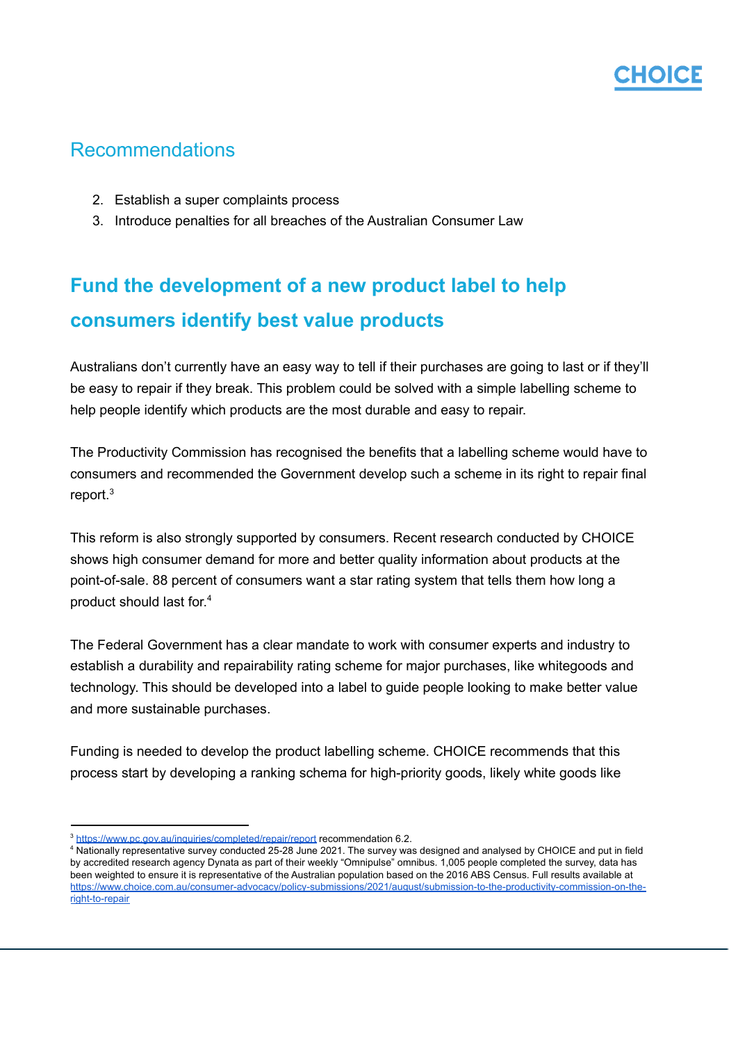## Recommendations

2. Establish a super complaints process
3. Introduce penalties for all breaches of the Australian Consumer Law

## Fund the development of a new product label to help consumers identify best value products

Australians don't currently have an easy way to tell if their purchases are going to last or if they'll be easy to repair if they break. This problem could be solved with a simple labelling scheme to help people identify which products are the most durable and easy to repair.

The Productivity Commission has recognised the benefits that a labelling scheme would have to consumers and recommended the Government develop such a scheme in its right to repair final report.[3]

This reform is also strongly supported by consumers. Recent research conducted by CHOICE shows high consumer demand for more and better quality information about products at the point-of-sale. 88 percent of consumers want a star rating system that tells them how long a product should last for.[4]

The Federal Government has a clear mandate to work with consumer experts and industry to establish a durability and repairability rating scheme for major purchases, like whitegoods and technology. This should be developed into a label to guide people looking to make better value and more sustainable purchases.

Funding is needed to develop the product labelling scheme. CHOICE recommends that this process start by developing a ranking schema for high-priority goods, likely white goods like

---

[3] https://www.pc.gov.au/inquiries/completed/repair/report recommendation 6.2.

[4] Nationally representative survey conducted 25-28 June 2021. The survey was designed and analysed by CHOICE and put in field by accredited research agency Dynata as part of their weekly "Omnipulse" omnibus. 1,005 people completed the survey, data has been weighted to ensure it is representative of the Australian population based on the 2016 ABS Census. Full results available at https://www.choice.com.au/consumer-advocacy/policy-submissions/2021/august/submission-to-the-productivity-commission-on-the-right-to-repair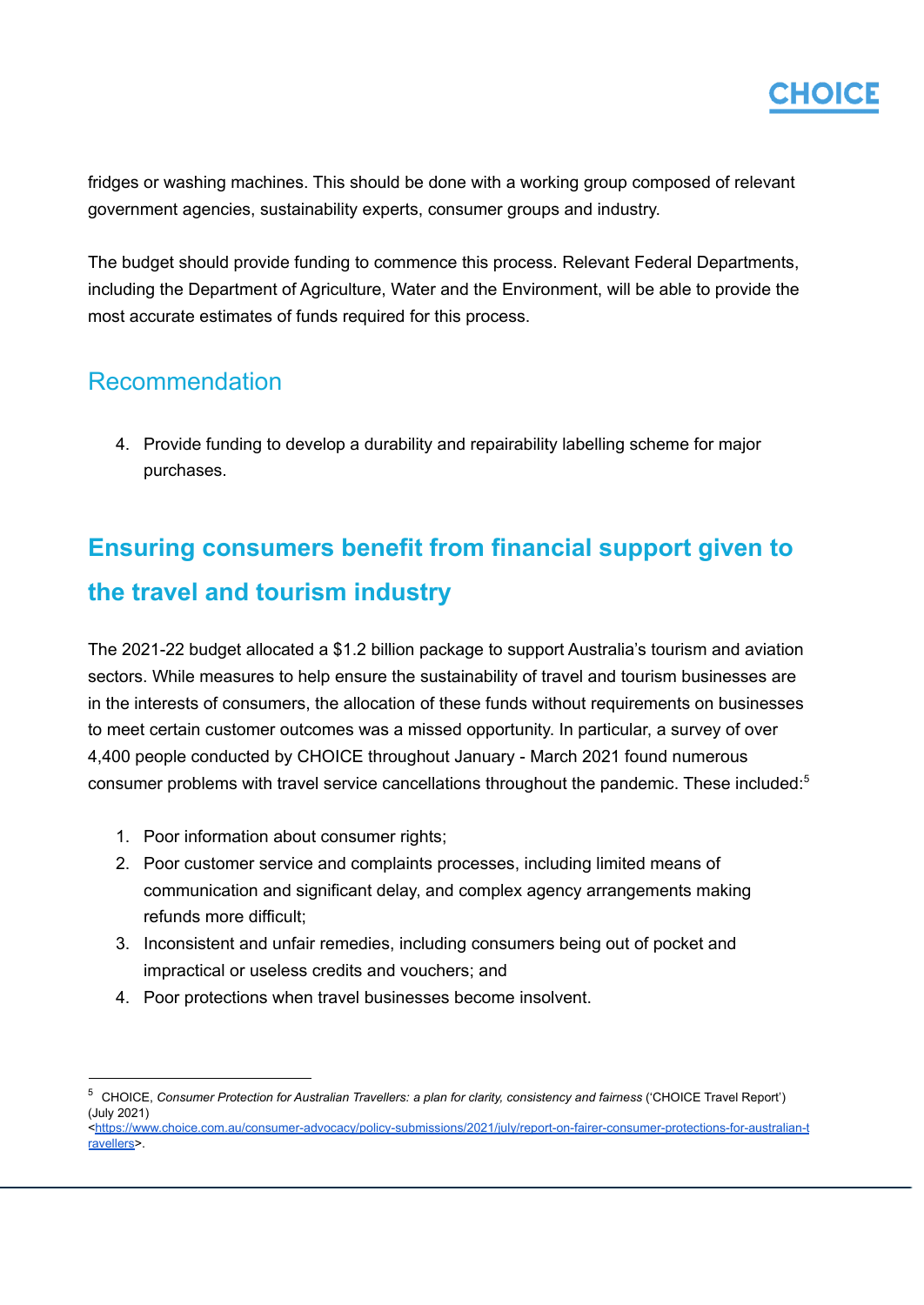fridges or washing machines. This should be done with a working group composed of relevant government agencies, sustainability experts, consumer groups and industry.

The budget should provide funding to commence this process. Relevant Federal Departments, including the Department of Agriculture, Water and the Environment, will be able to provide the most accurate estimates of funds required for this process.

### Recommendation

4. Provide funding to develop a durability and repairability labelling scheme for major purchases.

## Ensuring consumers benefit from financial support given to the travel and tourism industry

The 2021-22 budget allocated a $1.2 billion package to support Australia's tourism and aviation sectors. While measures to help ensure the sustainability of travel and tourism businesses are in the interests of consumers, the allocation of these funds without requirements on businesses to meet certain customer outcomes was a missed opportunity. In particular, a survey of over 4,400 people conducted by CHOICE throughout January - March 2021 found numerous consumer problems with travel service cancellations throughout the pandemic. These included:[5]

1. Poor information about consumer rights;
2. Poor customer service and complaints processes, including limited means of communication and significant delay, and complex agency arrangements making refunds more difficult;
3. Inconsistent and unfair remedies, including consumers being out of pocket and impractical or useless credits and vouchers; and
4. Poor protections when travel businesses become insolvent.

---

[5] CHOICE, *Consumer Protection for Australian Travellers: a plan for clarity, consistency and fairness* ('CHOICE Travel Report') (July 2021) <https://www.choice.com.au/consumer-advocacy/policy-submissions/2021/july/report-on-fairer-consumer-protections-for-australian-travellers>.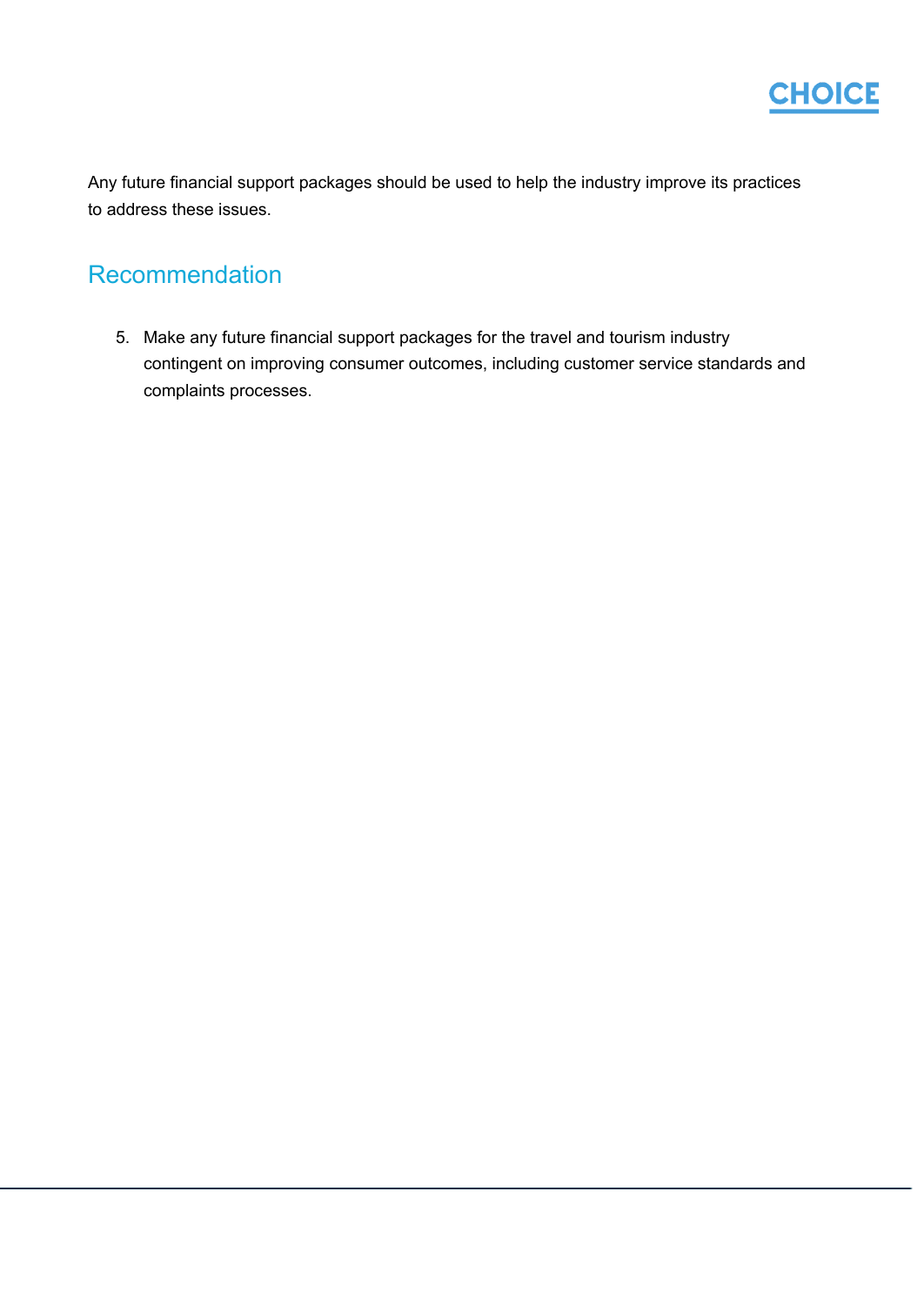Any future financial support packages should be used to help the industry improve its practices to address these issues.

## Recommendation

5. Make any future financial support packages for the travel and tourism industry contingent on improving consumer outcomes, including customer service standards and complaints processes.